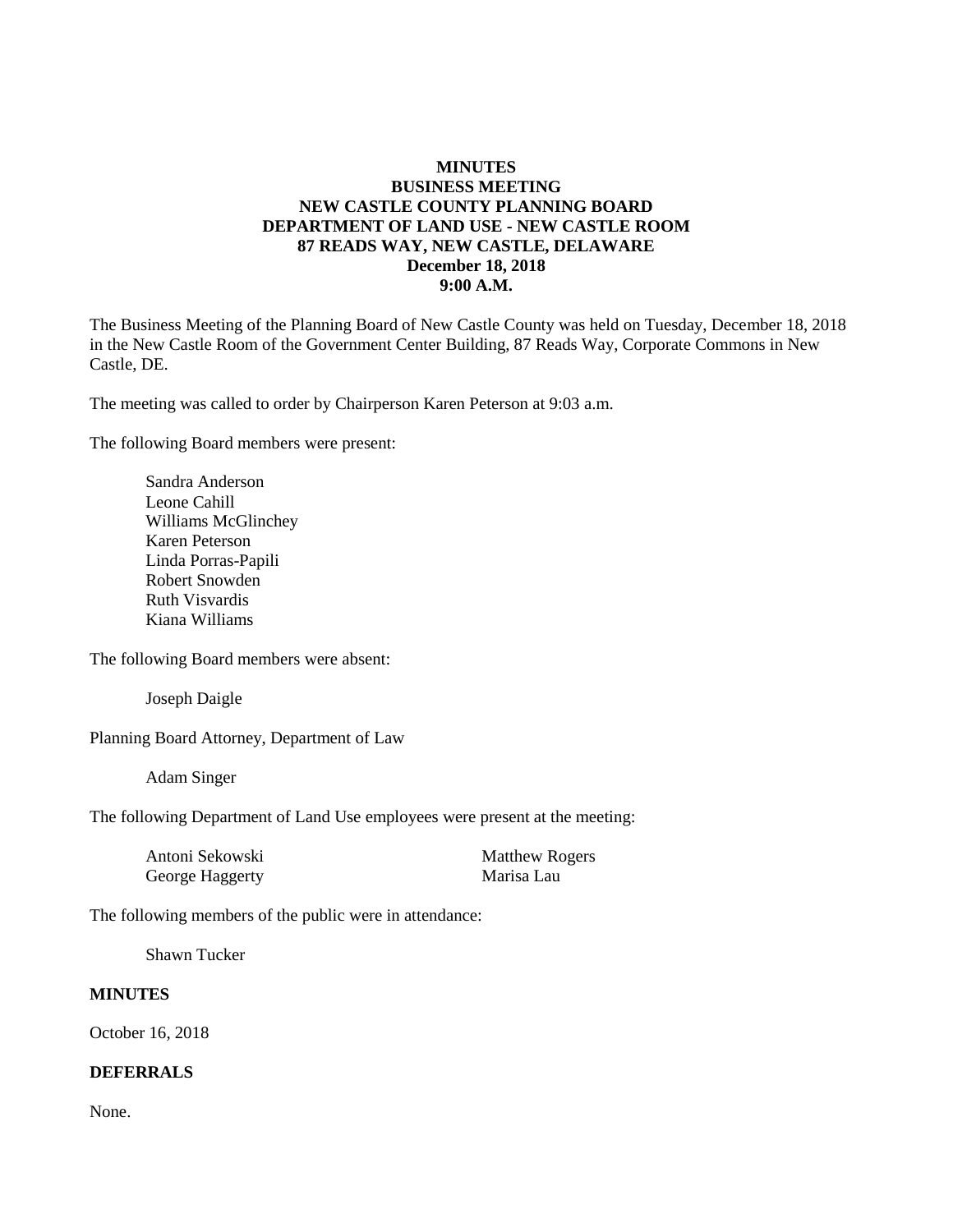**MINUTES**
**BUSINESS MEETING**
**NEW CASTLE COUNTY PLANNING BOARD**
**DEPARTMENT OF LAND USE - NEW CASTLE ROOM**
**87 READS WAY, NEW CASTLE, DELAWARE**
**December 18, 2018**
**9:00 A.M.**

The Business Meeting of the Planning Board of New Castle County was held on Tuesday, December 18, 2018 in the New Castle Room of the Government Center Building, 87 Reads Way, Corporate Commons in New Castle, DE.

The meeting was called to order by Chairperson Karen Peterson at 9:03 a.m.

The following Board members were present:

Sandra Anderson
Leone Cahill
Williams McGlinchey
Karen Peterson
Linda Porras-Papili
Robert Snowden
Ruth Visvardis
Kiana Williams

The following Board members were absent:

Joseph Daigle

Planning Board Attorney, Department of Law

Adam Singer

The following Department of Land Use employees were present at the meeting:

Antoni Sekowski
George Haggerty
Matthew Rogers
Marisa Lau

The following members of the public were in attendance:

Shawn Tucker

**MINUTES**

October 16, 2018

**DEFERRALS**

None.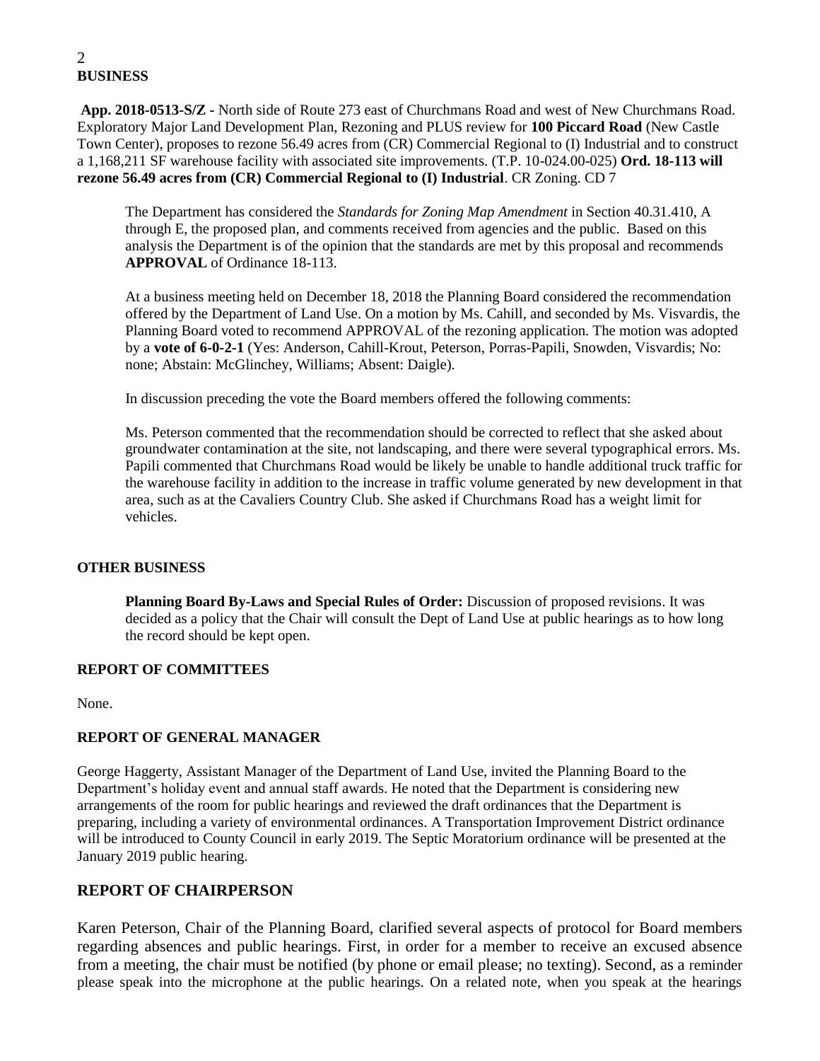## BUSINESS

**App. 2018-0513-S/Z -** North side of Route 273 east of Churchmans Road and west of New Churchmans Road. Exploratory Major Land Development Plan, Rezoning and PLUS review for **100 Piccard Road** (New Castle Town Center), proposes to rezone 56.49 acres from (CR) Commercial Regional to (I) Industrial and to construct a 1,168,211 SF warehouse facility with associated site improvements. (T.P. 10-024.00-025) **Ord. 18-113 will rezone 56.49 acres from (CR) Commercial Regional to (I) Industrial**. CR Zoning. CD 7

The Department has considered the *Standards for Zoning Map Amendment* in Section 40.31.410, A through E, the proposed plan, and comments received from agencies and the public. Based on this analysis the Department is of the opinion that the standards are met by this proposal and recommends **APPROVAL** of Ordinance 18-113.

At a business meeting held on December 18, 2018 the Planning Board considered the recommendation offered by the Department of Land Use. On a motion by Ms. Cahill, and seconded by Ms. Visvardis, the Planning Board voted to recommend APPROVAL of the rezoning application. The motion was adopted by a **vote of 6-0-2-1** (Yes: Anderson, Cahill-Krout, Peterson, Porras-Papili, Snowden, Visvardis; No: none; Abstain: McGlinchey, Williams; Absent: Daigle).

In discussion preceding the vote the Board members offered the following comments:

Ms. Peterson commented that the recommendation should be corrected to reflect that she asked about groundwater contamination at the site, not landscaping, and there were several typographical errors. Ms. Papili commented that Churchmans Road would be likely be unable to handle additional truck traffic for the warehouse facility in addition to the increase in traffic volume generated by new development in that area, such as at the Cavaliers Country Club. She asked if Churchmans Road has a weight limit for vehicles.

## OTHER BUSINESS

**Planning Board By-Laws and Special Rules of Order:** Discussion of proposed revisions. It was decided as a policy that the Chair will consult the Dept of Land Use at public hearings as to how long the record should be kept open.

## REPORT OF COMMITTEES

None.

## REPORT OF GENERAL MANAGER

George Haggerty, Assistant Manager of the Department of Land Use, invited the Planning Board to the Department's holiday event and annual staff awards. He noted that the Department is considering new arrangements of the room for public hearings and reviewed the draft ordinances that the Department is preparing, including a variety of environmental ordinances. A Transportation Improvement District ordinance will be introduced to County Council in early 2019. The Septic Moratorium ordinance will be presented at the January 2019 public hearing.

## REPORT OF CHAIRPERSON

Karen Peterson, Chair of the Planning Board, clarified several aspects of protocol for Board members regarding absences and public hearings. First, in order for a member to receive an excused absence from a meeting, the chair must be notified (by phone or email please; no texting). Second, as a reminder please speak into the microphone at the public hearings. On a related note, when you speak at the hearings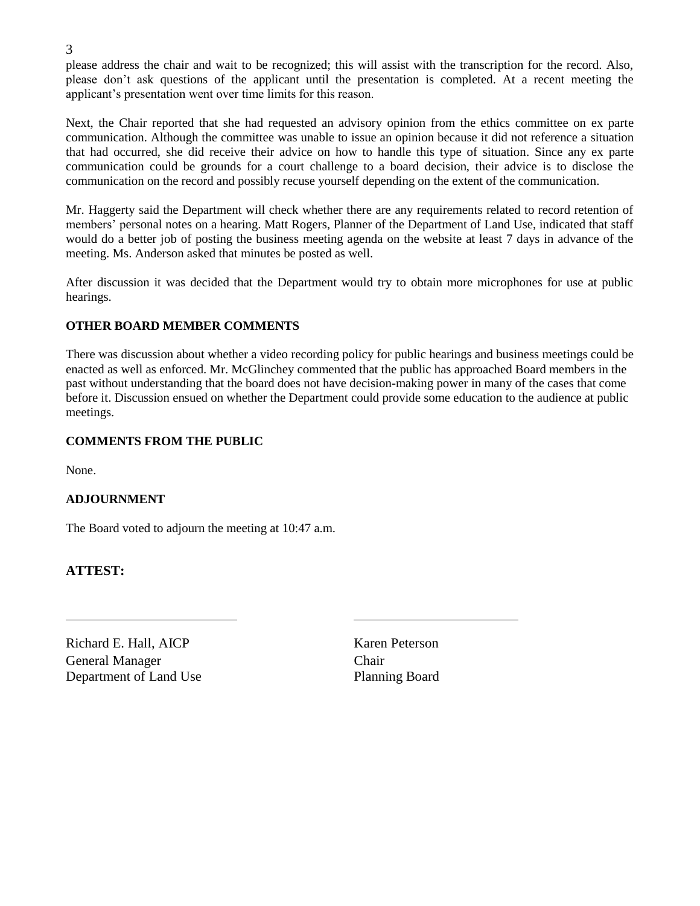please address the chair and wait to be recognized; this will assist with the transcription for the record. Also, please don't ask questions of the applicant until the presentation is completed. At a recent meeting the applicant's presentation went over time limits for this reason.

Next, the Chair reported that she had requested an advisory opinion from the ethics committee on ex parte communication. Although the committee was unable to issue an opinion because it did not reference a situation that had occurred, she did receive their advice on how to handle this type of situation. Since any ex parte communication could be grounds for a court challenge to a board decision, their advice is to disclose the communication on the record and possibly recuse yourself depending on the extent of the communication.

Mr. Haggerty said the Department will check whether there are any requirements related to record retention of members' personal notes on a hearing. Matt Rogers, Planner of the Department of Land Use, indicated that staff would do a better job of posting the business meeting agenda on the website at least 7 days in advance of the meeting. Ms. Anderson asked that minutes be posted as well.

After discussion it was decided that the Department would try to obtain more microphones for use at public hearings.

**OTHER BOARD MEMBER COMMENTS**

There was discussion about whether a video recording policy for public hearings and business meetings could be enacted as well as enforced. Mr. McGlinchey commented that the public has approached Board members in the past without understanding that the board does not have decision-making power in many of the cases that come before it. Discussion ensued on whether the Department could provide some education to the audience at public meetings.

**COMMENTS FROM THE PUBLIC**

None.

**ADJOURNMENT**

The Board voted to adjourn the meeting at 10:47 a.m.

**ATTEST:**

\_\_\_\_\_\_\_\_\_\_\_\_\_\_\_\_\_\_\_\_\_\_\_\_\_\_

Richard E. Hall, AICP
General Manager
Department of Land Use

\_\_\_\_\_\_\_\_\_\_\_\_\_\_\_\_\_\_\_\_\_\_\_\_\_\_

Karen Peterson
Chair
Planning Board